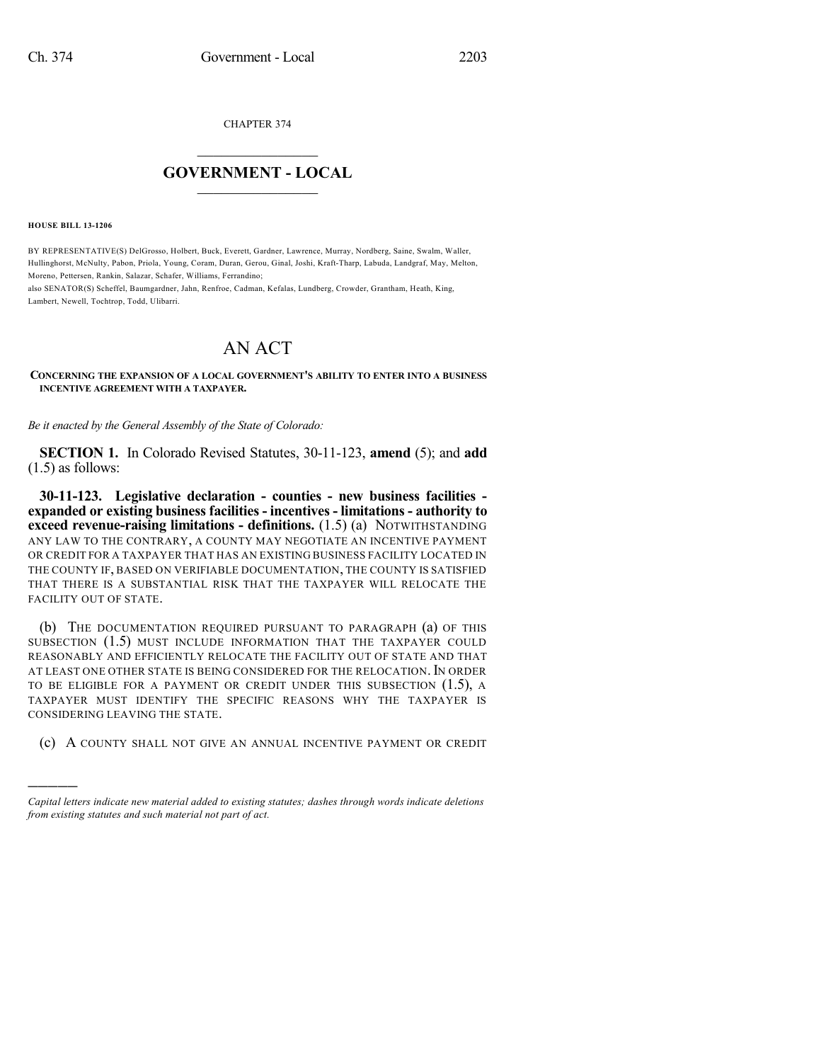CHAPTER 374

# GOVERNMENT - LOCAL

**HOUSE BILL 13-1206**

BY REPRESENTATIVE(S) DelGrosso, Holbert, Buck, Everett, Gardner, Lawrence, Murray, Nordberg, Saine, Swalm, Waller, Hullinghorst, McNulty, Pabon, Priola, Young, Coram, Duran, Gerou, Ginal, Joshi, Kraft-Tharp, Labuda, Landgraf, May, Melton, Moreno, Pettersen, Rankin, Salazar, Schafer, Williams, Ferrandino;
also SENATOR(S) Scheffel, Baumgardner, Jahn, Renfroe, Cadman, Kefalas, Lundberg, Crowder, Grantham, Heath, King, Lambert, Newell, Tochtrop, Todd, Ulibarri.

# AN ACT

**CONCERNING THE EXPANSION OF A LOCAL GOVERNMENT'S ABILITY TO ENTER INTO A BUSINESS INCENTIVE AGREEMENT WITH A TAXPAYER.**

*Be it enacted by the General Assembly of the State of Colorado:*

**SECTION 1.** In Colorado Revised Statutes, 30-11-123, **amend** (5); and **add** (1.5) as follows:

**30-11-123. Legislative declaration - counties - new business facilities - expanded or existing business facilities - incentives - limitations - authority to exceed revenue-raising limitations - definitions.** (1.5) (a) NOTWITHSTANDING ANY LAW TO THE CONTRARY, A COUNTY MAY NEGOTIATE AN INCENTIVE PAYMENT OR CREDIT FOR A TAXPAYER THAT HAS AN EXISTING BUSINESS FACILITY LOCATED IN THE COUNTY IF, BASED ON VERIFIABLE DOCUMENTATION, THE COUNTY IS SATISFIED THAT THERE IS A SUBSTANTIAL RISK THAT THE TAXPAYER WILL RELOCATE THE FACILITY OUT OF STATE.

(b) THE DOCUMENTATION REQUIRED PURSUANT TO PARAGRAPH (a) OF THIS SUBSECTION (1.5) MUST INCLUDE INFORMATION THAT THE TAXPAYER COULD REASONABLY AND EFFICIENTLY RELOCATE THE FACILITY OUT OF STATE AND THAT AT LEAST ONE OTHER STATE IS BEING CONSIDERED FOR THE RELOCATION. IN ORDER TO BE ELIGIBLE FOR A PAYMENT OR CREDIT UNDER THIS SUBSECTION (1.5), A TAXPAYER MUST IDENTIFY THE SPECIFIC REASONS WHY THE TAXPAYER IS CONSIDERING LEAVING THE STATE.

(c) A COUNTY SHALL NOT GIVE AN ANNUAL INCENTIVE PAYMENT OR CREDIT

---

*Capital letters indicate new material added to existing statutes; dashes through words indicate deletions from existing statutes and such material not part of act.*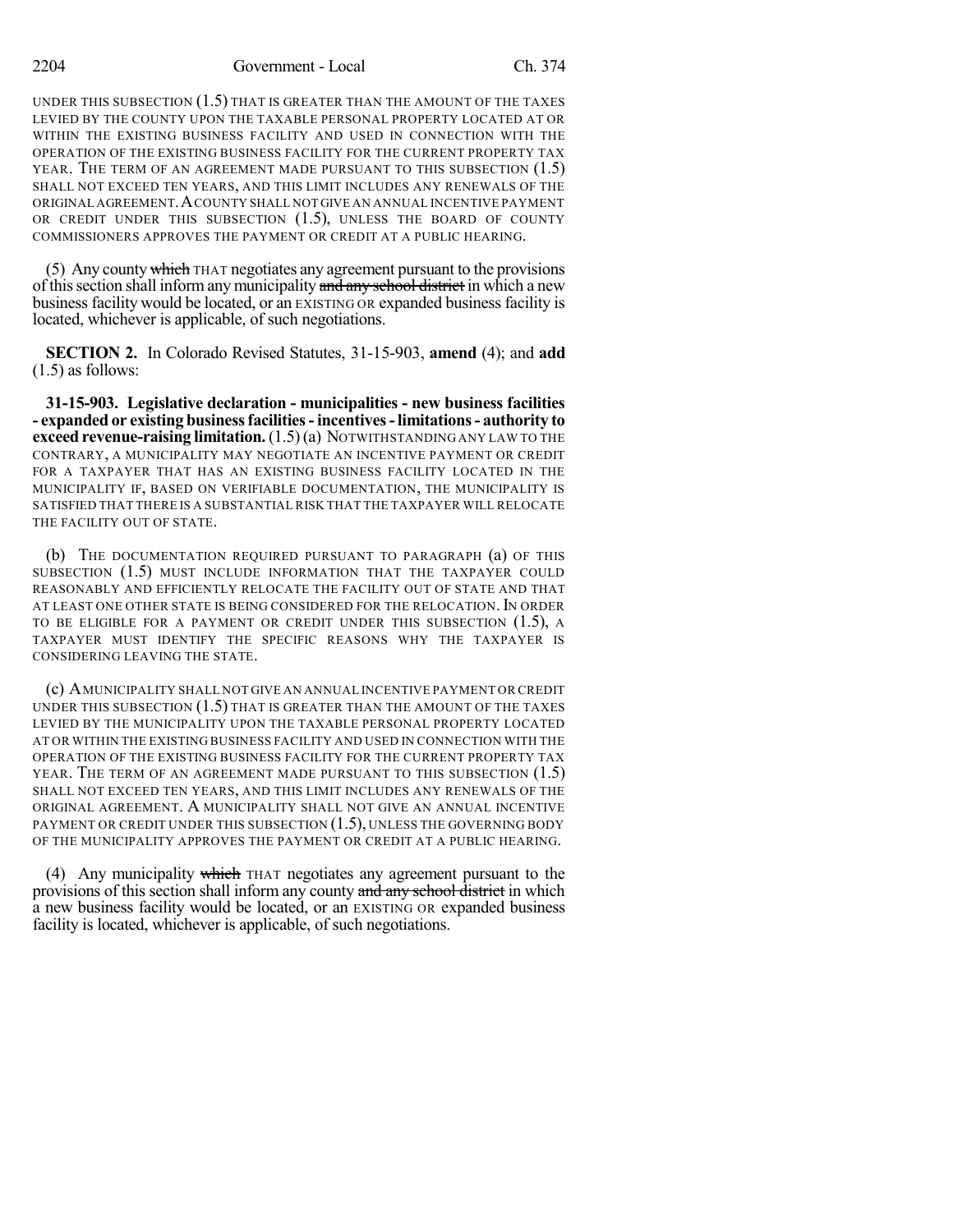UNDER THIS SUBSECTION (1.5) THAT IS GREATER THAN THE AMOUNT OF THE TAXES LEVIED BY THE COUNTY UPON THE TAXABLE PERSONAL PROPERTY LOCATED AT OR WITHIN THE EXISTING BUSINESS FACILITY AND USED IN CONNECTION WITH THE OPERATION OF THE EXISTING BUSINESS FACILITY FOR THE CURRENT PROPERTY TAX YEAR. THE TERM OF AN AGREEMENT MADE PURSUANT TO THIS SUBSECTION (1.5) SHALL NOT EXCEED TEN YEARS, AND THIS LIMIT INCLUDES ANY RENEWALS OF THE ORIGINAL AGREEMENT. A COUNTY SHALL NOT GIVE AN ANNUAL INCENTIVE PAYMENT OR CREDIT UNDER THIS SUBSECTION (1.5), UNLESS THE BOARD OF COUNTY COMMISSIONERS APPROVES THE PAYMENT OR CREDIT AT A PUBLIC HEARING.

(5) Any county ~~which~~ THAT negotiates any agreement pursuant to the provisions of this section shall inform any municipality ~~and any school district~~ in which a new business facility would be located, or an EXISTING OR expanded business facility is located, whichever is applicable, of such negotiations.

**SECTION 2.** In Colorado Revised Statutes, 31-15-903, **amend** (4); and **add** (1.5) as follows:

**31-15-903. Legislative declaration - municipalities - new business facilities - expanded or existing business facilities - incentives - limitations - authority to exceed revenue-raising limitation.** (1.5) (a) NOTWITHSTANDING ANY LAW TO THE CONTRARY, A MUNICIPALITY MAY NEGOTIATE AN INCENTIVE PAYMENT OR CREDIT FOR A TAXPAYER THAT HAS AN EXISTING BUSINESS FACILITY LOCATED IN THE MUNICIPALITY IF, BASED ON VERIFIABLE DOCUMENTATION, THE MUNICIPALITY IS SATISFIED THAT THERE IS A SUBSTANTIAL RISK THAT THE TAXPAYER WILL RELOCATE THE FACILITY OUT OF STATE.

(b) THE DOCUMENTATION REQUIRED PURSUANT TO PARAGRAPH (a) OF THIS SUBSECTION (1.5) MUST INCLUDE INFORMATION THAT THE TAXPAYER COULD REASONABLY AND EFFICIENTLY RELOCATE THE FACILITY OUT OF STATE AND THAT AT LEAST ONE OTHER STATE IS BEING CONSIDERED FOR THE RELOCATION. IN ORDER TO BE ELIGIBLE FOR A PAYMENT OR CREDIT UNDER THIS SUBSECTION (1.5), A TAXPAYER MUST IDENTIFY THE SPECIFIC REASONS WHY THE TAXPAYER IS CONSIDERING LEAVING THE STATE.

(c) A MUNICIPALITY SHALL NOT GIVE AN ANNUAL INCENTIVE PAYMENT OR CREDIT UNDER THIS SUBSECTION (1.5) THAT IS GREATER THAN THE AMOUNT OF THE TAXES LEVIED BY THE MUNICIPALITY UPON THE TAXABLE PERSONAL PROPERTY LOCATED AT OR WITHIN THE EXISTING BUSINESS FACILITY AND USED IN CONNECTION WITH THE OPERATION OF THE EXISTING BUSINESS FACILITY FOR THE CURRENT PROPERTY TAX YEAR. THE TERM OF AN AGREEMENT MADE PURSUANT TO THIS SUBSECTION (1.5) SHALL NOT EXCEED TEN YEARS, AND THIS LIMIT INCLUDES ANY RENEWALS OF THE ORIGINAL AGREEMENT. A MUNICIPALITY SHALL NOT GIVE AN ANNUAL INCENTIVE PAYMENT OR CREDIT UNDER THIS SUBSECTION (1.5), UNLESS THE GOVERNING BODY OF THE MUNICIPALITY APPROVES THE PAYMENT OR CREDIT AT A PUBLIC HEARING.

(4) Any municipality ~~which~~ THAT negotiates any agreement pursuant to the provisions of this section shall inform any county ~~and any school district~~ in which a new business facility would be located, or an EXISTING OR expanded business facility is located, whichever is applicable, of such negotiations.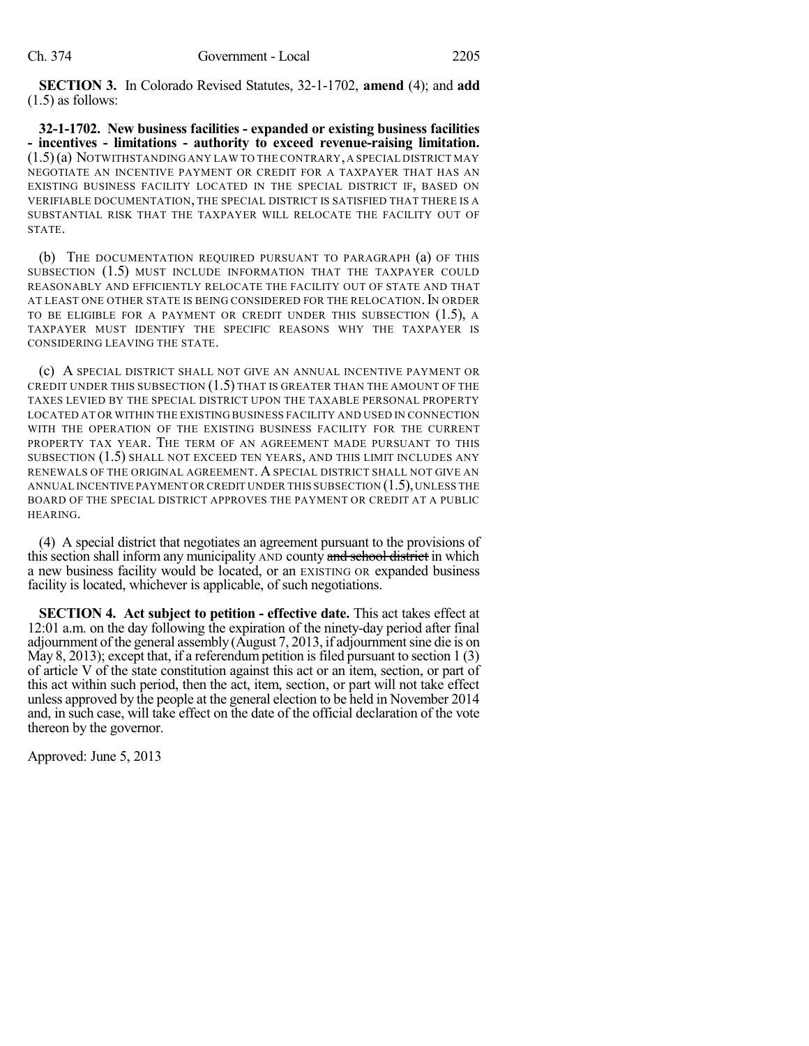**SECTION 3.** In Colorado Revised Statutes, 32-1-1702, **amend** (4); and **add** (1.5) as follows:

**32-1-1702. New business facilities - expanded or existing business facilities - incentives - limitations - authority to exceed revenue-raising limitation.** (1.5) (a) NOTWITHSTANDING ANY LAW TO THE CONTRARY, A SPECIAL DISTRICT MAY NEGOTIATE AN INCENTIVE PAYMENT OR CREDIT FOR A TAXPAYER THAT HAS AN EXISTING BUSINESS FACILITY LOCATED IN THE SPECIAL DISTRICT IF, BASED ON VERIFIABLE DOCUMENTATION, THE SPECIAL DISTRICT IS SATISFIED THAT THERE IS A SUBSTANTIAL RISK THAT THE TAXPAYER WILL RELOCATE THE FACILITY OUT OF STATE.

(b) THE DOCUMENTATION REQUIRED PURSUANT TO PARAGRAPH (a) OF THIS SUBSECTION (1.5) MUST INCLUDE INFORMATION THAT THE TAXPAYER COULD REASONABLY AND EFFICIENTLY RELOCATE THE FACILITY OUT OF STATE AND THAT AT LEAST ONE OTHER STATE IS BEING CONSIDERED FOR THE RELOCATION. IN ORDER TO BE ELIGIBLE FOR A PAYMENT OR CREDIT UNDER THIS SUBSECTION (1.5), A TAXPAYER MUST IDENTIFY THE SPECIFIC REASONS WHY THE TAXPAYER IS CONSIDERING LEAVING THE STATE.

(c) A SPECIAL DISTRICT SHALL NOT GIVE AN ANNUAL INCENTIVE PAYMENT OR CREDIT UNDER THIS SUBSECTION (1.5) THAT IS GREATER THAN THE AMOUNT OF THE TAXES LEVIED BY THE SPECIAL DISTRICT UPON THE TAXABLE PERSONAL PROPERTY LOCATED AT OR WITHIN THE EXISTING BUSINESS FACILITY AND USED IN CONNECTION WITH THE OPERATION OF THE EXISTING BUSINESS FACILITY FOR THE CURRENT PROPERTY TAX YEAR. THE TERM OF AN AGREEMENT MADE PURSUANT TO THIS SUBSECTION (1.5) SHALL NOT EXCEED TEN YEARS, AND THIS LIMIT INCLUDES ANY RENEWALS OF THE ORIGINAL AGREEMENT. A SPECIAL DISTRICT SHALL NOT GIVE AN ANNUAL INCENTIVE PAYMENT OR CREDIT UNDER THIS SUBSECTION (1.5), UNLESS THE BOARD OF THE SPECIAL DISTRICT APPROVES THE PAYMENT OR CREDIT AT A PUBLIC HEARING.

(4) A special district that negotiates an agreement pursuant to the provisions of this section shall inform any municipality AND county ~~and school district~~ in which a new business facility would be located, or an EXISTING OR expanded business facility is located, whichever is applicable, of such negotiations.

**SECTION 4. Act subject to petition - effective date.** This act takes effect at 12:01 a.m. on the day following the expiration of the ninety-day period after final adjournment of the general assembly (August 7, 2013, if adjournment sine die is on May 8, 2013); except that, if a referendum petition is filed pursuant to section 1 (3) of article V of the state constitution against this act or an item, section, or part of this act within such period, then the act, item, section, or part will not take effect unless approved by the people at the general election to be held in November 2014 and, in such case, will take effect on the date of the official declaration of the vote thereon by the governor.

Approved: June 5, 2013